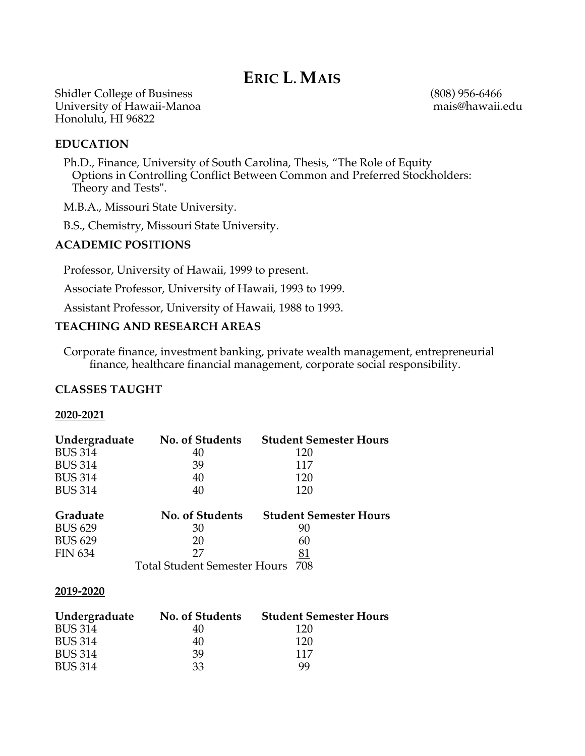# ERIC L. MAIS

Shidler College of Business
University of Hawaii-Manoa
Honolulu, HI 96822

(808) 956-6466
mais@hawaii.edu

## EDUCATION

Ph.D., Finance, University of South Carolina, Thesis, "The Role of Equity Options in Controlling Conflict Between Common and Preferred Stockholders: Theory and Tests".

M.B.A., Missouri State University.

B.S., Chemistry, Missouri State University.

## ACADEMIC POSITIONS

Professor, University of Hawaii, 1999 to present.

Associate Professor, University of Hawaii, 1993 to 1999.

Assistant Professor, University of Hawaii, 1988 to 1993.

## TEACHING AND RESEARCH AREAS

Corporate finance, investment banking, private wealth management, entrepreneurial finance, healthcare financial management, corporate social responsibility.

## CLASSES TAUGHT

### 2020-2021

| Undergraduate | No. of Students | Student Semester Hours |
|---|---|---|
| BUS 314 | 40 | 120 |
| BUS 314 | 39 | 117 |
| BUS 314 | 40 | 120 |
| BUS 314 | 40 | 120 |

| Graduate | No. of Students | Student Semester Hours |
|---|---|---|
| BUS 629 | 30 | 90 |
| BUS 629 | 20 | 60 |
| FIN 634 | 27 | 81 |
| | Total Student Semester Hours | 708 |

### 2019-2020

| Undergraduate | No. of Students | Student Semester Hours |
|---|---|---|
| BUS 314 | 40 | 120 |
| BUS 314 | 40 | 120 |
| BUS 314 | 39 | 117 |
| BUS 314 | 33 | 99 |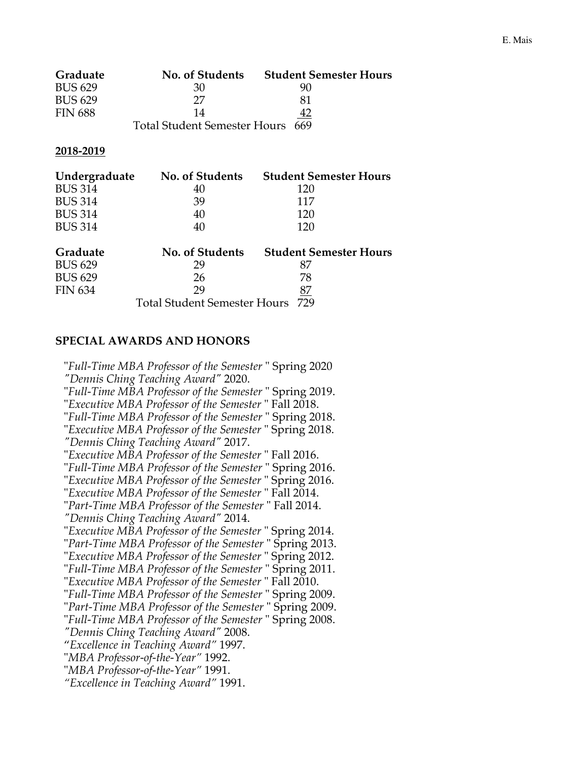| Graduate | No. of Students | Student Semester Hours |
|---|---|---|
| BUS 629 | 30 | 90 |
| BUS 629 | 27 | 81 |
| FIN 688 | 14 | 42 |
| | Total Student Semester Hours | 669 |

**2018-2019**

| Undergraduate | No. of Students | Student Semester Hours |
|---|---|---|
| BUS 314 | 40 | 120 |
| BUS 314 | 39 | 117 |
| BUS 314 | 40 | 120 |
| BUS 314 | 40 | 120 |

| Graduate | No. of Students | Student Semester Hours |
|---|---|---|
| BUS 629 | 29 | 87 |
| BUS 629 | 26 | 78 |
| FIN 634 | 29 | 87 |
| | Total Student Semester Hours | 729 |

## SPECIAL AWARDS AND HONORS

"*Full-Time MBA Professor of the Semester* " Spring 2020
*"Dennis Ching Teaching Award"* 2020.
"*Full-Time MBA Professor of the Semester* " Spring 2019.
"*Executive MBA Professor of the Semester* " Fall 2018.
"*Full-Time MBA Professor of the Semester* " Spring 2018.
"*Executive MBA Professor of the Semester* " Spring 2018.
*"Dennis Ching Teaching Award"* 2017.
"*Executive MBA Professor of the Semester* " Fall 2016.
"*Full-Time MBA Professor of the Semester* " Spring 2016.
"*Executive MBA Professor of the Semester* " Spring 2016.
"*Executive MBA Professor of the Semester* " Fall 2014.
"*Part-Time MBA Professor of the Semester* " Fall 2014.
*"Dennis Ching Teaching Award"* 2014.
"*Executive MBA Professor of the Semester* " Spring 2014.
"*Part-Time MBA Professor of the Semester* " Spring 2013.
"*Executive MBA Professor of the Semester* " Spring 2012.
"*Full-Time MBA Professor of the Semester* " Spring 2011.
"*Executive MBA Professor of the Semester* " Fall 2010.
"*Full-Time MBA Professor of the Semester* " Spring 2009.
"*Part-Time MBA Professor of the Semester* " Spring 2009.
"*Full-Time MBA Professor of the Semester* " Spring 2008.
*"Dennis Ching Teaching Award"* 2008.
*"Excellence in Teaching Award"* 1997.
"*MBA Professor-of-the-Year"* 1992.
"*MBA Professor-of-the-Year"* 1991.
*"Excellence in Teaching Award"* 1991.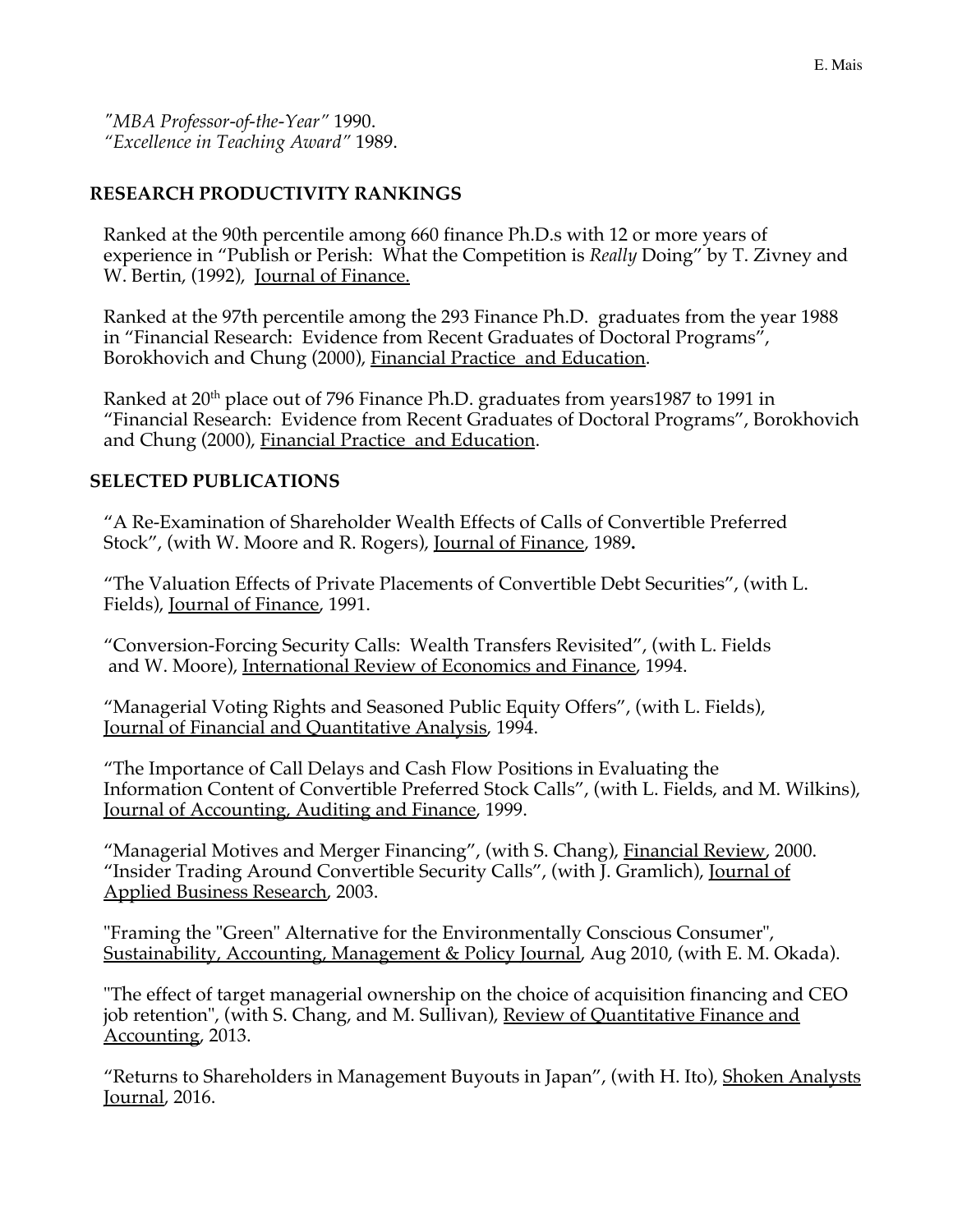*"MBA Professor-of-the-Year"* 1990.
*"Excellence in Teaching Award"* 1989.

## RESEARCH PRODUCTIVITY RANKINGS

Ranked at the 90th percentile among 660 finance Ph.D.s with 12 or more years of experience in "Publish or Perish: What the Competition is *Really* Doing" by T. Zivney and W. Bertin, (1992), Journal of Finance.

Ranked at the 97th percentile among the 293 Finance Ph.D. graduates from the year 1988 in "Financial Research: Evidence from Recent Graduates of Doctoral Programs", Borokhovich and Chung (2000), Financial Practice and Education.

Ranked at 20th place out of 796 Finance Ph.D. graduates from years1987 to 1991 in "Financial Research: Evidence from Recent Graduates of Doctoral Programs", Borokhovich and Chung (2000), Financial Practice and Education.

## SELECTED PUBLICATIONS

"A Re-Examination of Shareholder Wealth Effects of Calls of Convertible Preferred Stock", (with W. Moore and R. Rogers), Journal of Finance, 1989.

"The Valuation Effects of Private Placements of Convertible Debt Securities", (with L. Fields), Journal of Finance, 1991.

"Conversion-Forcing Security Calls: Wealth Transfers Revisited", (with L. Fields and W. Moore), International Review of Economics and Finance, 1994.

"Managerial Voting Rights and Seasoned Public Equity Offers", (with L. Fields), Journal of Financial and Quantitative Analysis, 1994.

"The Importance of Call Delays and Cash Flow Positions in Evaluating the Information Content of Convertible Preferred Stock Calls", (with L. Fields, and M. Wilkins), Journal of Accounting, Auditing and Finance, 1999.

"Managerial Motives and Merger Financing", (with S. Chang), Financial Review, 2000.
"Insider Trading Around Convertible Security Calls", (with J. Gramlich), Journal of Applied Business Research, 2003.

"Framing the "Green" Alternative for the Environmentally Conscious Consumer", Sustainability, Accounting, Management & Policy Journal, Aug 2010, (with E. M. Okada).

"The effect of target managerial ownership on the choice of acquisition financing and CEO job retention", (with S. Chang, and M. Sullivan), Review of Quantitative Finance and Accounting, 2013.

"Returns to Shareholders in Management Buyouts in Japan", (with H. Ito), Shoken Analysts Journal, 2016.